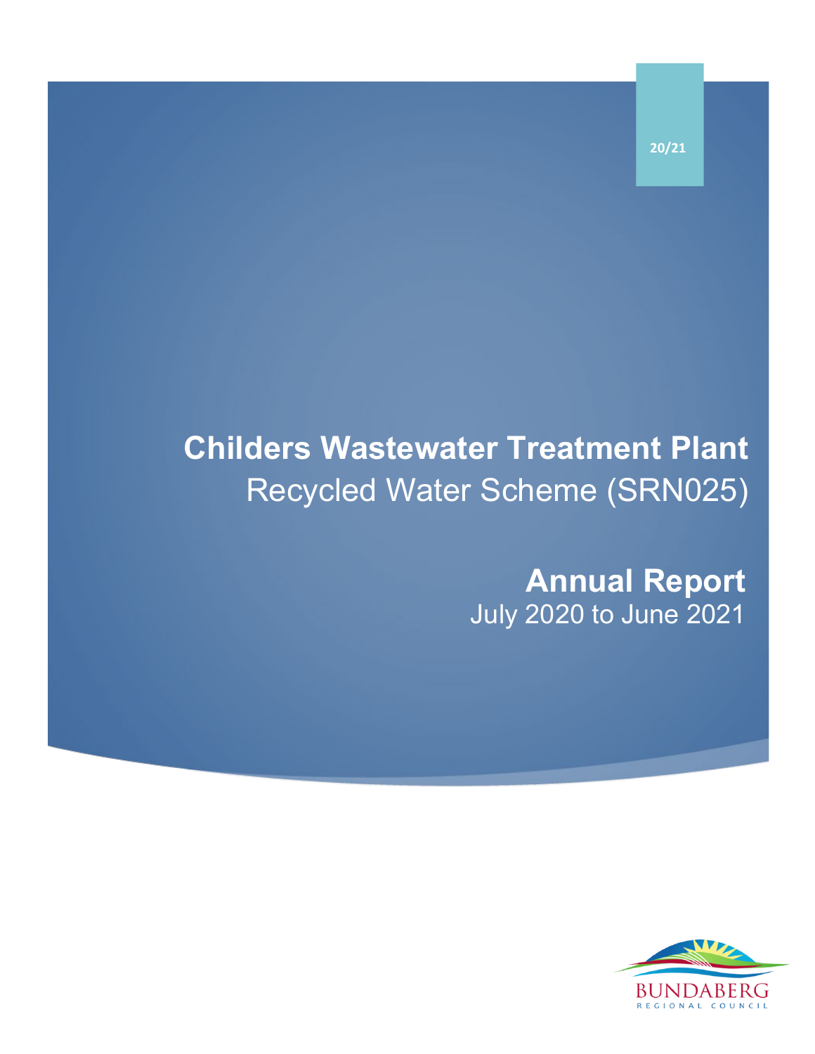20/21

# Childers Wastewater Treatment Plant

## Recycled Water Scheme (SRN025)

# Annual Report

## July 2020 to June 2021

BUNDABERG
REGIONAL COUNCIL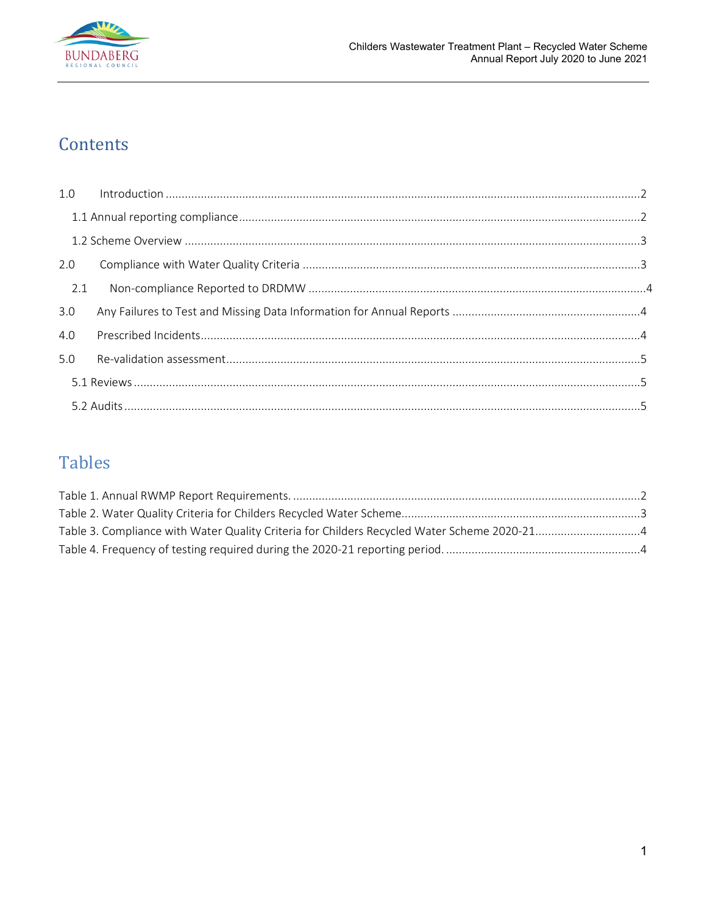# Contents

1.0 Introduction ...2

1.1 Annual reporting compliance...2

1.2 Scheme Overview ...3

2.0 Compliance with Water Quality Criteria ...3

2.1 Non-compliance Reported to DRDMW ...4

3.0 Any Failures to Test and Missing Data Information for Annual Reports ...4

4.0 Prescribed Incidents...4

5.0 Re-validation assessment...5

5.1 Reviews ...5

5.2 Audits ...5

# Tables

Table 1. Annual RWMP Report Requirements. ...2

Table 2. Water Quality Criteria for Childers Recycled Water Scheme...3

Table 3. Compliance with Water Quality Criteria for Childers Recycled Water Scheme 2020-21...4

Table 4. Frequency of testing required during the 2020-21 reporting period. ...4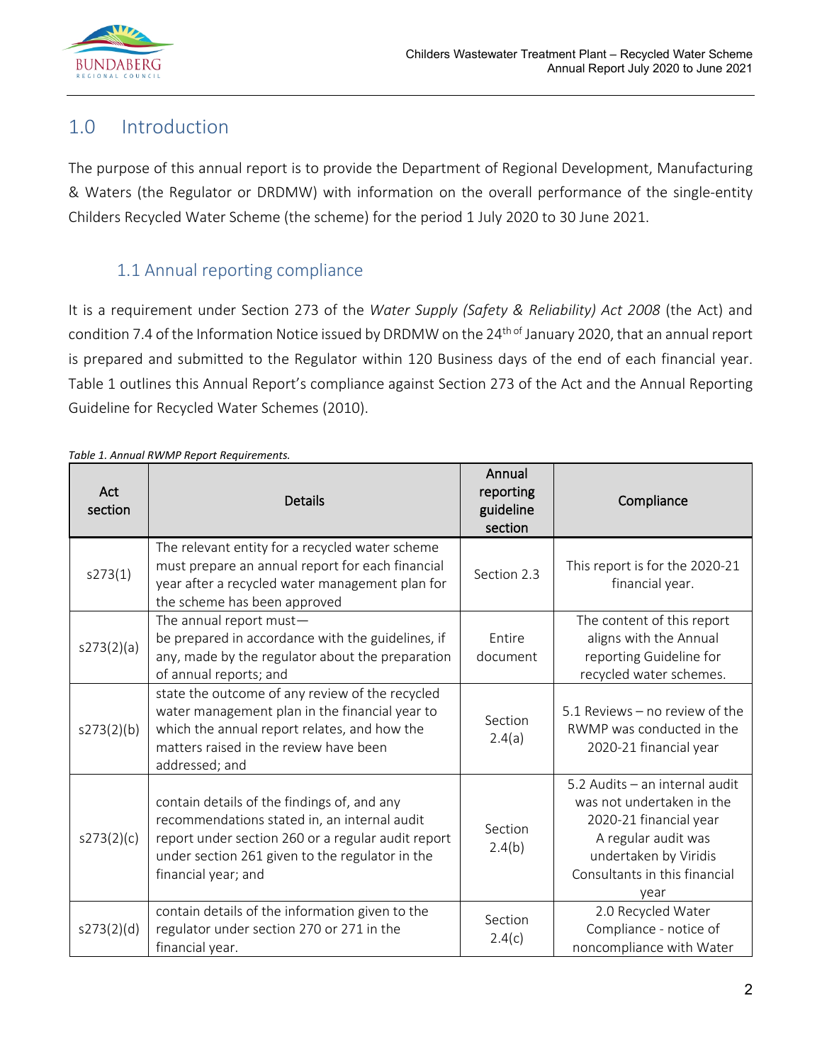## 1.0 Introduction

The purpose of this annual report is to provide the Department of Regional Development, Manufacturing & Waters (the Regulator or DRDMW) with information on the overall performance of the single-entity Childers Recycled Water Scheme (the scheme) for the period 1 July 2020 to 30 June 2021.

### 1.1 Annual reporting compliance

It is a requirement under Section 273 of the *Water Supply (Safety & Reliability) Act 2008* (the Act) and condition 7.4 of the Information Notice issued by DRDMW on the 24th of January 2020, that an annual report is prepared and submitted to the Regulator within 120 Business days of the end of each financial year. Table 1 outlines this Annual Report's compliance against Section 273 of the Act and the Annual Reporting Guideline for Recycled Water Schemes (2010).

*Table 1. Annual RWMP Report Requirements.*

| Act section | Details | Annual reporting guideline section | Compliance |
|---|---|---|---|
| s273(1) | The relevant entity for a recycled water scheme must prepare an annual report for each financial year after a recycled water management plan for the scheme has been approved | Section 2.3 | This report is for the 2020-21 financial year. |
| s273(2)(a) | The annual report must— be prepared in accordance with the guidelines, if any, made by the regulator about the preparation of annual reports; and | Entire document | The content of this report aligns with the Annual reporting Guideline for recycled water schemes. |
| s273(2)(b) | state the outcome of any review of the recycled water management plan in the financial year to which the annual report relates, and how the matters raised in the review have been addressed; and | Section 2.4(a) | 5.1 Reviews – no review of the RWMP was conducted in the 2020-21 financial year |
| s273(2)(c) | contain details of the findings of, and any recommendations stated in, an internal audit report under section 260 or a regular audit report under section 261 given to the regulator in the financial year; and | Section 2.4(b) | 5.2 Audits – an internal audit was not undertaken in the 2020-21 financial year A regular audit was undertaken by Viridis Consultants in this financial year |
| s273(2)(d) | contain details of the information given to the regulator under section 270 or 271 in the financial year. | Section 2.4(c) | 2.0 Recycled Water Compliance - notice of noncompliance with Water |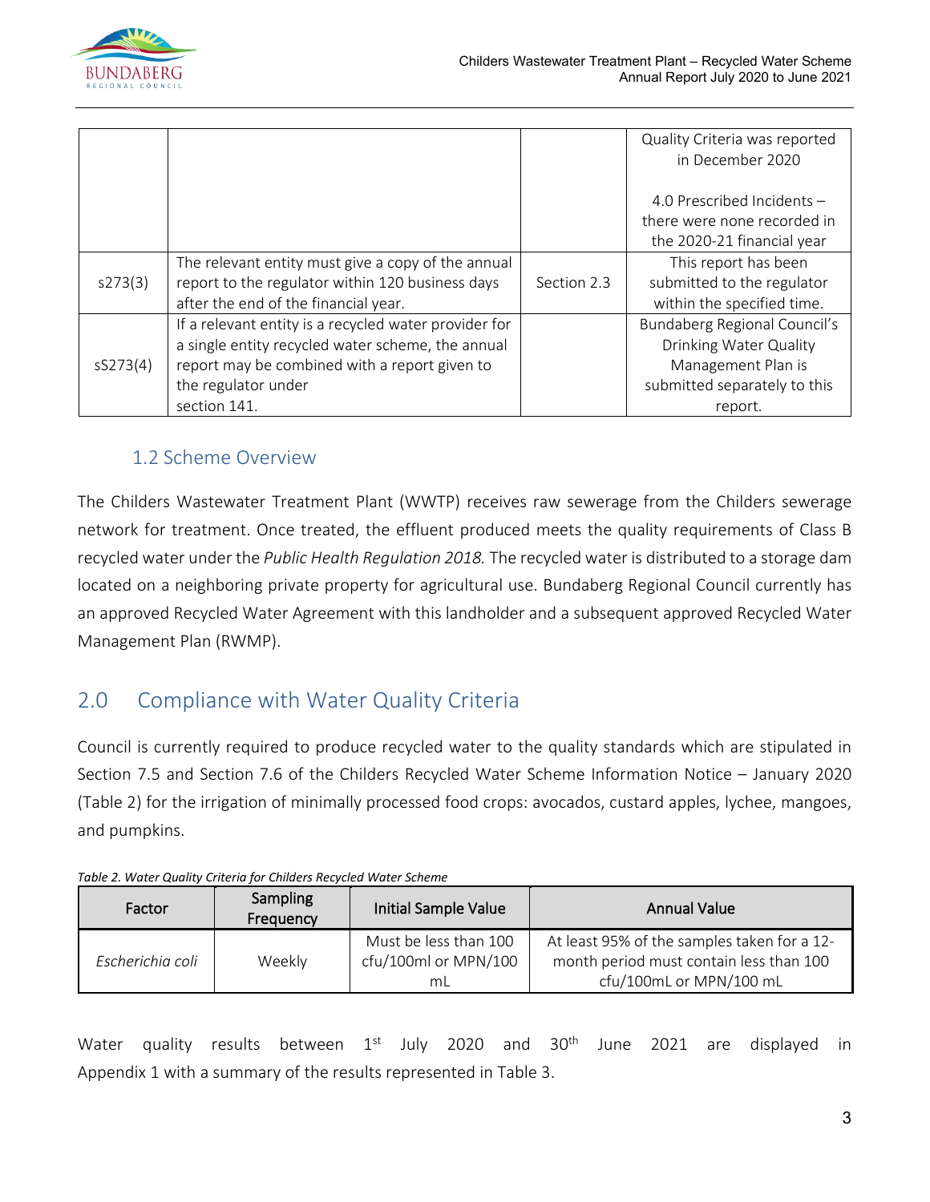|  |  |  | Quality Criteria was reported in December 2020<br><br>4.0 Prescribed Incidents – there were none recorded in the 2020-21 financial year |
|---|---|---|---|
| s273(3) | The relevant entity must give a copy of the annual report to the regulator within 120 business days after the end of the financial year. | Section 2.3 | This report has been submitted to the regulator within the specified time. |
| sS273(4) | If a relevant entity is a recycled water provider for a single entity recycled water scheme, the annual report may be combined with a report given to the regulator under section 141. |  | Bundaberg Regional Council's Drinking Water Quality Management Plan is submitted separately to this report. |

### 1.2 Scheme Overview

The Childers Wastewater Treatment Plant (WWTP) receives raw sewerage from the Childers sewerage network for treatment. Once treated, the effluent produced meets the quality requirements of Class B recycled water under the *Public Health Regulation 2018.* The recycled water is distributed to a storage dam located on a neighboring private property for agricultural use. Bundaberg Regional Council currently has an approved Recycled Water Agreement with this landholder and a subsequent approved Recycled Water Management Plan (RWMP).

## 2.0 Compliance with Water Quality Criteria

Council is currently required to produce recycled water to the quality standards which are stipulated in Section 7.5 and Section 7.6 of the Childers Recycled Water Scheme Information Notice – January 2020 (Table 2) for the irrigation of minimally processed food crops: avocados, custard apples, lychee, mangoes, and pumpkins.

*Table 2. Water Quality Criteria for Childers Recycled Water Scheme*

| Factor | Sampling Frequency | Initial Sample Value | Annual Value |
|---|---|---|---|
| *Escherichia coli* | Weekly | Must be less than 100 cfu/100ml or MPN/100 mL | At least 95% of the samples taken for a 12-month period must contain less than 100 cfu/100mL or MPN/100 mL |

Water quality results between 1st July 2020 and 30th June 2021 are displayed in Appendix 1 with a summary of the results represented in Table 3.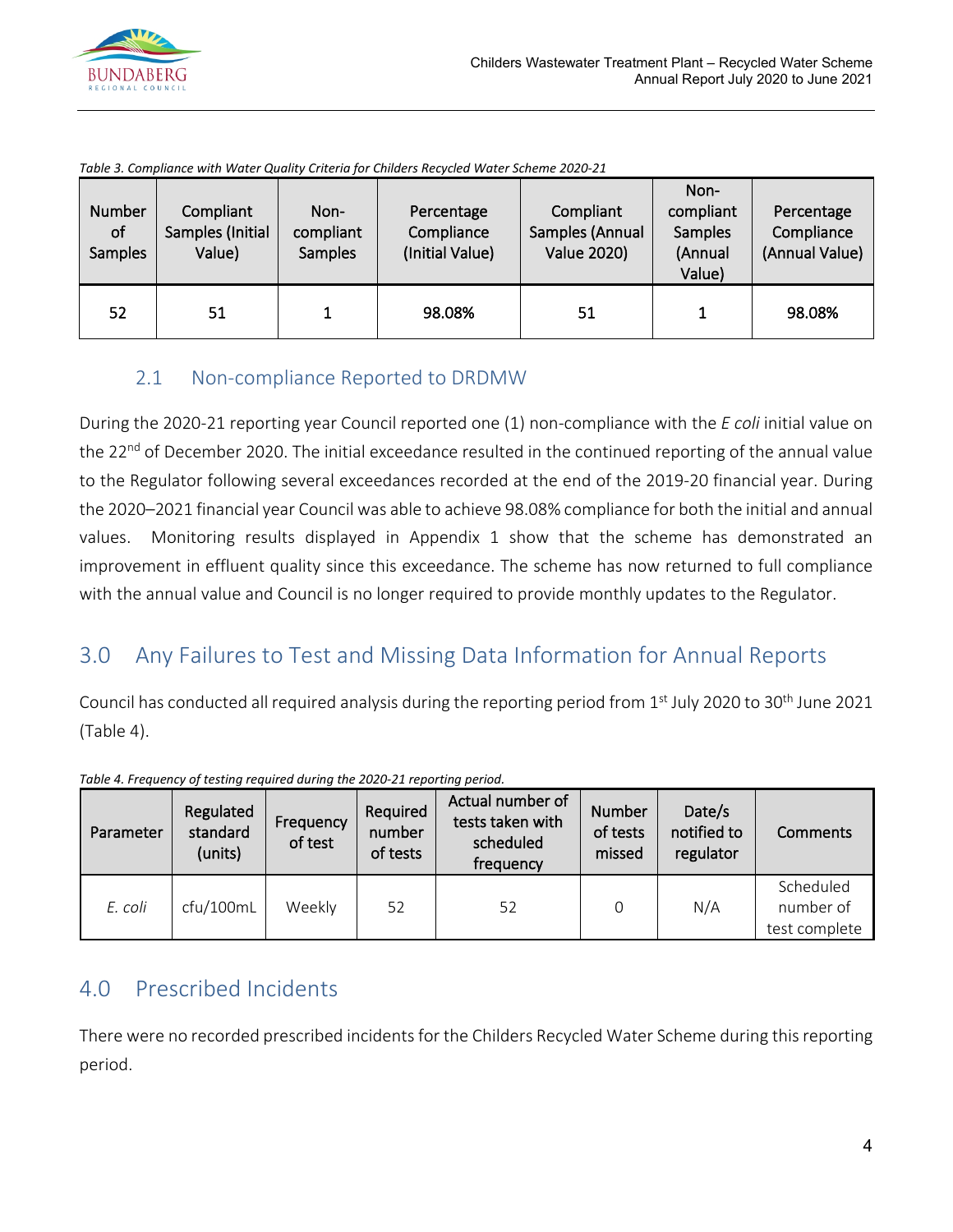*Table 3. Compliance with Water Quality Criteria for Childers Recycled Water Scheme 2020-21*

| Number of Samples | Compliant Samples (Initial Value) | Non-compliant Samples | Percentage Compliance (Initial Value) | Compliant Samples (Annual Value 2020) | Non-compliant Samples (Annual Value) | Percentage Compliance (Annual Value) |
|---|---|---|---|---|---|---|
| 52 | 51 | 1 | 98.08% | 51 | 1 | 98.08% |

## 2.1 Non-compliance Reported to DRDMW

During the 2020-21 reporting year Council reported one (1) non-compliance with the *E coli* initial value on the 22nd of December 2020. The initial exceedance resulted in the continued reporting of the annual value to the Regulator following several exceedances recorded at the end of the 2019-20 financial year. During the 2020–2021 financial year Council was able to achieve 98.08% compliance for both the initial and annual values. Monitoring results displayed in Appendix 1 show that the scheme has demonstrated an improvement in effluent quality since this exceedance. The scheme has now returned to full compliance with the annual value and Council is no longer required to provide monthly updates to the Regulator.

# 3.0 Any Failures to Test and Missing Data Information for Annual Reports

Council has conducted all required analysis during the reporting period from 1st July 2020 to 30th June 2021 (Table 4).

*Table 4. Frequency of testing required during the 2020-21 reporting period.*

| Parameter | Regulated standard (units) | Frequency of test | Required number of tests | Actual number of tests taken with scheduled frequency | Number of tests missed | Date/s notified to regulator | Comments |
|---|---|---|---|---|---|---|---|
| *E. coli* | cfu/100mL | Weekly | 52 | 52 | 0 | N/A | Scheduled number of test complete |

# 4.0 Prescribed Incidents

There were no recorded prescribed incidents for the Childers Recycled Water Scheme during this reporting period.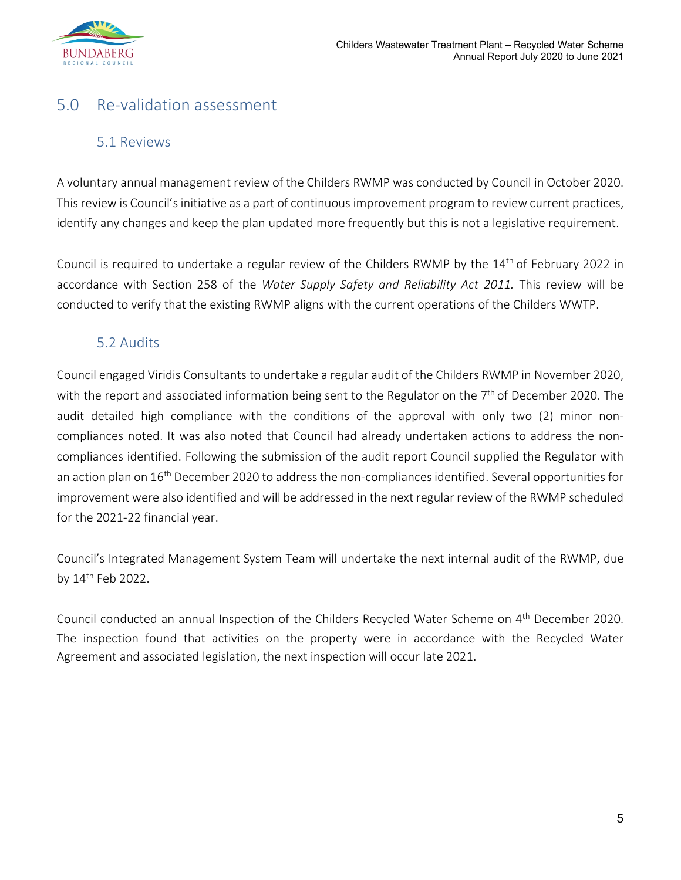## 5.0 Re-validation assessment

### 5.1 Reviews

A voluntary annual management review of the Childers RWMP was conducted by Council in October 2020. This review is Council's initiative as a part of continuous improvement program to review current practices, identify any changes and keep the plan updated more frequently but this is not a legislative requirement.

Council is required to undertake a regular review of the Childers RWMP by the 14th of February 2022 in accordance with Section 258 of the *Water Supply Safety and Reliability Act 2011.* This review will be conducted to verify that the existing RWMP aligns with the current operations of the Childers WWTP.

### 5.2 Audits

Council engaged Viridis Consultants to undertake a regular audit of the Childers RWMP in November 2020, with the report and associated information being sent to the Regulator on the 7th of December 2020. The audit detailed high compliance with the conditions of the approval with only two (2) minor non-compliances noted. It was also noted that Council had already undertaken actions to address the non-compliances identified. Following the submission of the audit report Council supplied the Regulator with an action plan on 16th December 2020 to address the non-compliances identified. Several opportunities for improvement were also identified and will be addressed in the next regular review of the RWMP scheduled for the 2021-22 financial year.

Council's Integrated Management System Team will undertake the next internal audit of the RWMP, due by 14th Feb 2022.

Council conducted an annual Inspection of the Childers Recycled Water Scheme on 4th December 2020. The inspection found that activities on the property were in accordance with the Recycled Water Agreement and associated legislation, the next inspection will occur late 2021.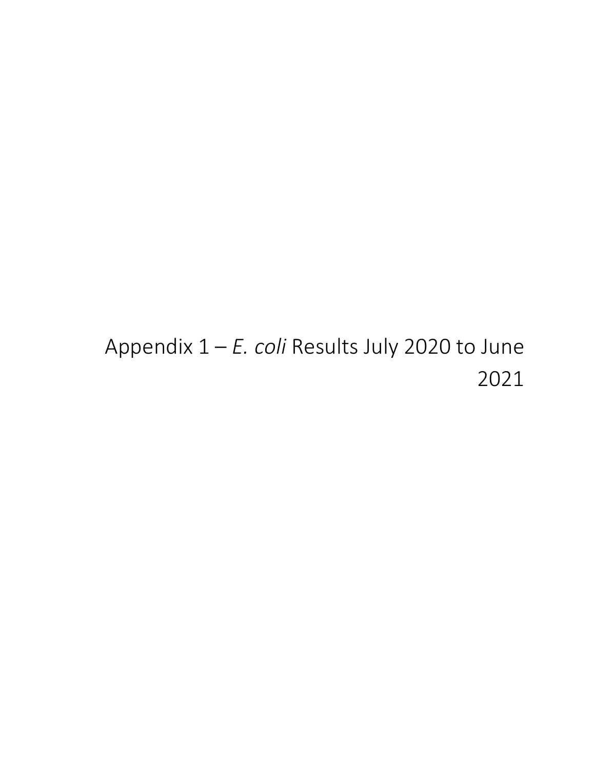# Appendix 1 – *E. coli* Results July 2020 to June 2021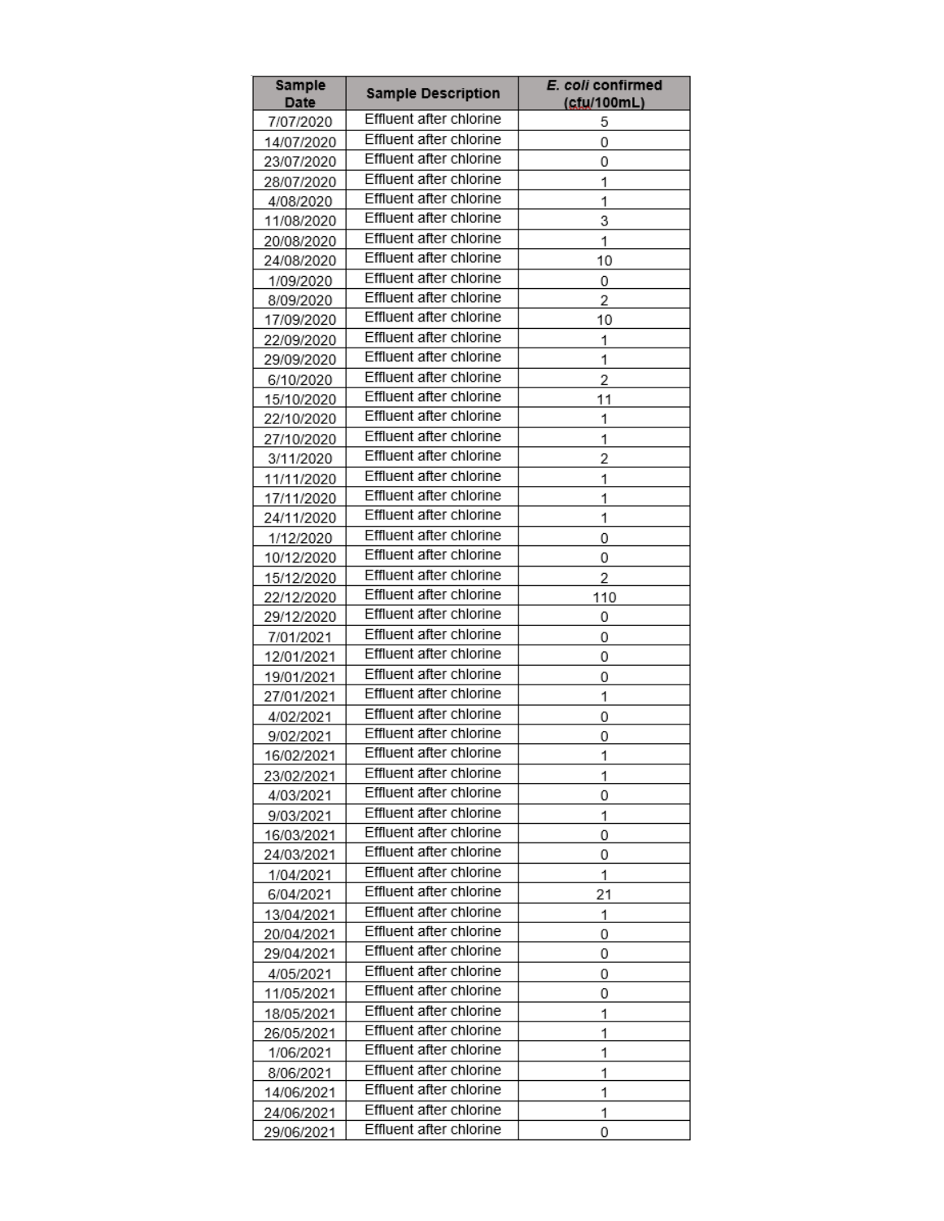| Sample Date | Sample Description | *E. coli* confirmed (cfu/100mL) |
|---|---|---|
| 7/07/2020 | Effluent after chlorine | 5 |
| 14/07/2020 | Effluent after chlorine | 0 |
| 23/07/2020 | Effluent after chlorine | 0 |
| 28/07/2020 | Effluent after chlorine | 1 |
| 4/08/2020 | Effluent after chlorine | 1 |
| 11/08/2020 | Effluent after chlorine | 3 |
| 20/08/2020 | Effluent after chlorine | 1 |
| 24/08/2020 | Effluent after chlorine | 10 |
| 1/09/2020 | Effluent after chlorine | 0 |
| 8/09/2020 | Effluent after chlorine | 2 |
| 17/09/2020 | Effluent after chlorine | 10 |
| 22/09/2020 | Effluent after chlorine | 1 |
| 29/09/2020 | Effluent after chlorine | 1 |
| 6/10/2020 | Effluent after chlorine | 2 |
| 15/10/2020 | Effluent after chlorine | 11 |
| 22/10/2020 | Effluent after chlorine | 1 |
| 27/10/2020 | Effluent after chlorine | 1 |
| 3/11/2020 | Effluent after chlorine | 2 |
| 11/11/2020 | Effluent after chlorine | 1 |
| 17/11/2020 | Effluent after chlorine | 1 |
| 24/11/2020 | Effluent after chlorine | 1 |
| 1/12/2020 | Effluent after chlorine | 0 |
| 10/12/2020 | Effluent after chlorine | 0 |
| 15/12/2020 | Effluent after chlorine | 2 |
| 22/12/2020 | Effluent after chlorine | 110 |
| 29/12/2020 | Effluent after chlorine | 0 |
| 7/01/2021 | Effluent after chlorine | 0 |
| 12/01/2021 | Effluent after chlorine | 0 |
| 19/01/2021 | Effluent after chlorine | 0 |
| 27/01/2021 | Effluent after chlorine | 1 |
| 4/02/2021 | Effluent after chlorine | 0 |
| 9/02/2021 | Effluent after chlorine | 0 |
| 16/02/2021 | Effluent after chlorine | 1 |
| 23/02/2021 | Effluent after chlorine | 1 |
| 4/03/2021 | Effluent after chlorine | 0 |
| 9/03/2021 | Effluent after chlorine | 1 |
| 16/03/2021 | Effluent after chlorine | 0 |
| 24/03/2021 | Effluent after chlorine | 0 |
| 1/04/2021 | Effluent after chlorine | 1 |
| 6/04/2021 | Effluent after chlorine | 21 |
| 13/04/2021 | Effluent after chlorine | 1 |
| 20/04/2021 | Effluent after chlorine | 0 |
| 29/04/2021 | Effluent after chlorine | 0 |
| 4/05/2021 | Effluent after chlorine | 0 |
| 11/05/2021 | Effluent after chlorine | 0 |
| 18/05/2021 | Effluent after chlorine | 1 |
| 26/05/2021 | Effluent after chlorine | 1 |
| 1/06/2021 | Effluent after chlorine | 1 |
| 8/06/2021 | Effluent after chlorine | 1 |
| 14/06/2021 | Effluent after chlorine | 1 |
| 24/06/2021 | Effluent after chlorine | 1 |
| 29/06/2021 | Effluent after chlorine | 0 |